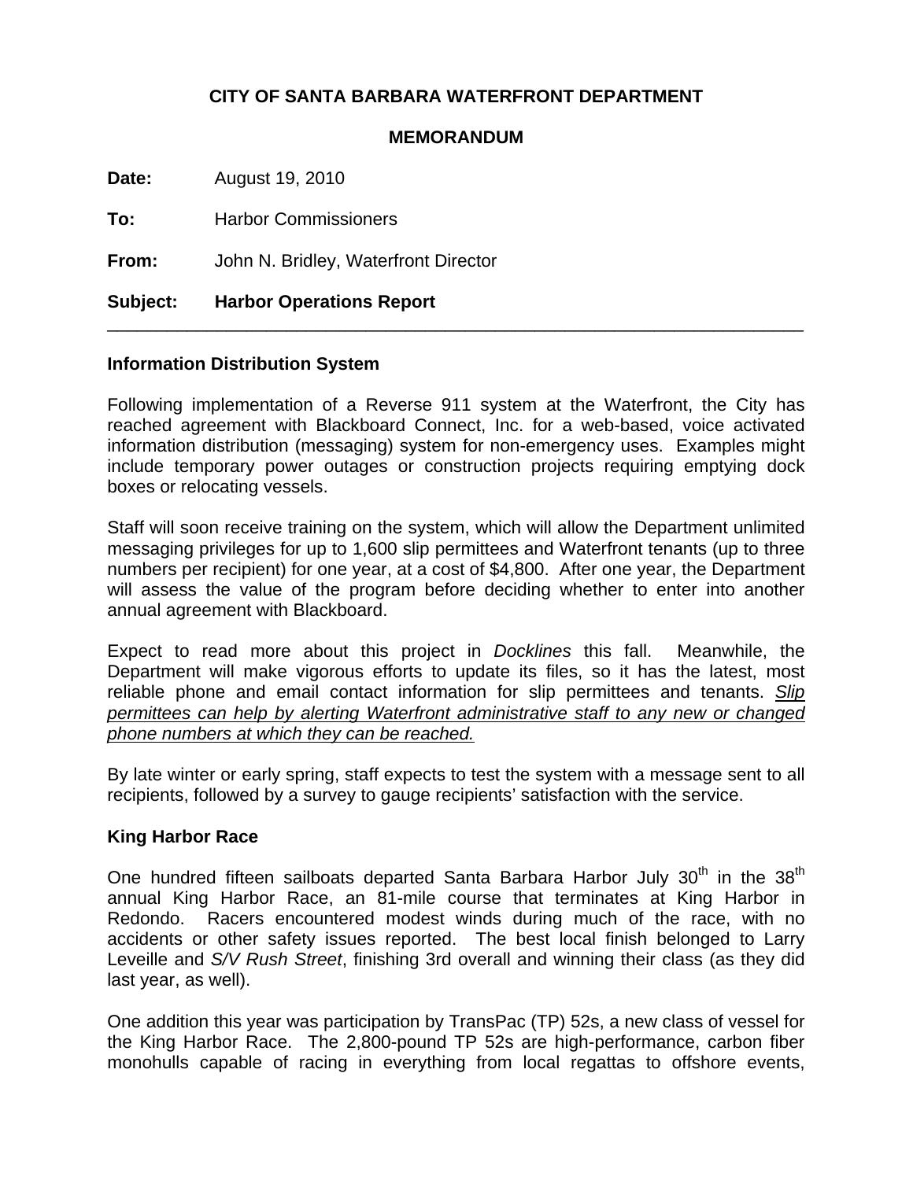**CITY OF SANTA BARBARA WATERFRONT DEPARTMENT**

**MEMORANDUM**

**Date:** August 19, 2010

**To:** Harbor Commissioners

**From:** John N. Bridley, Waterfront Director

**Subject: Harbor Operations Report**

---

### Information Distribution System

Following implementation of a Reverse 911 system at the Waterfront, the City has reached agreement with Blackboard Connect, Inc. for a web-based, voice activated information distribution (messaging) system for non-emergency uses. Examples might include temporary power outages or construction projects requiring emptying dock boxes or relocating vessels.

Staff will soon receive training on the system, which will allow the Department unlimited messaging privileges for up to 1,600 slip permittees and Waterfront tenants (up to three numbers per recipient) for one year, at a cost of $4,800. After one year, the Department will assess the value of the program before deciding whether to enter into another annual agreement with Blackboard.

Expect to read more about this project in *Docklines* this fall. Meanwhile, the Department will make vigorous efforts to update its files, so it has the latest, most reliable phone and email contact information for slip permittees and tenants. <u>*Slip permittees can help by alerting Waterfront administrative staff to any new or changed phone numbers at which they can be reached.*</u>

By late winter or early spring, staff expects to test the system with a message sent to all recipients, followed by a survey to gauge recipients' satisfaction with the service.

### King Harbor Race

One hundred fifteen sailboats departed Santa Barbara Harbor July 30th in the 38th annual King Harbor Race, an 81-mile course that terminates at King Harbor in Redondo. Racers encountered modest winds during much of the race, with no accidents or other safety issues reported. The best local finish belonged to Larry Leveille and *S/V Rush Street*, finishing 3rd overall and winning their class (as they did last year, as well).

One addition this year was participation by TransPac (TP) 52s, a new class of vessel for the King Harbor Race. The 2,800-pound TP 52s are high-performance, carbon fiber monohulls capable of racing in everything from local regattas to offshore events,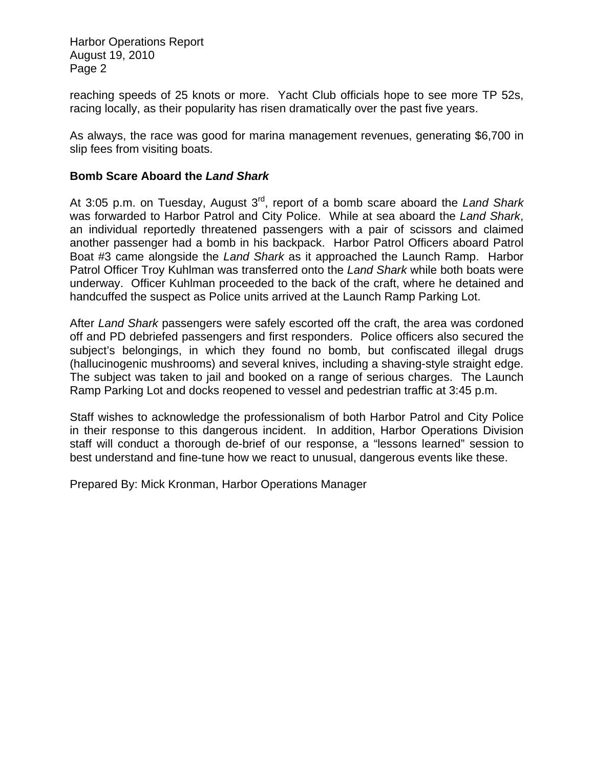reaching speeds of 25 knots or more. Yacht Club officials hope to see more TP 52s, racing locally, as their popularity has risen dramatically over the past five years.

As always, the race was good for marina management revenues, generating $6,700 in slip fees from visiting boats.

**Bomb Scare Aboard the *Land Shark***

At 3:05 p.m. on Tuesday, August 3rd, report of a bomb scare aboard the *Land Shark* was forwarded to Harbor Patrol and City Police. While at sea aboard the *Land Shark*, an individual reportedly threatened passengers with a pair of scissors and claimed another passenger had a bomb in his backpack. Harbor Patrol Officers aboard Patrol Boat #3 came alongside the *Land Shark* as it approached the Launch Ramp. Harbor Patrol Officer Troy Kuhlman was transferred onto the *Land Shark* while both boats were underway. Officer Kuhlman proceeded to the back of the craft, where he detained and handcuffed the suspect as Police units arrived at the Launch Ramp Parking Lot.

After *Land Shark* passengers were safely escorted off the craft, the area was cordoned off and PD debriefed passengers and first responders. Police officers also secured the subject's belongings, in which they found no bomb, but confiscated illegal drugs (hallucinogenic mushrooms) and several knives, including a shaving-style straight edge. The subject was taken to jail and booked on a range of serious charges. The Launch Ramp Parking Lot and docks reopened to vessel and pedestrian traffic at 3:45 p.m.

Staff wishes to acknowledge the professionalism of both Harbor Patrol and City Police in their response to this dangerous incident. In addition, Harbor Operations Division staff will conduct a thorough de-brief of our response, a "lessons learned" session to best understand and fine-tune how we react to unusual, dangerous events like these.

Prepared By: Mick Kronman, Harbor Operations Manager